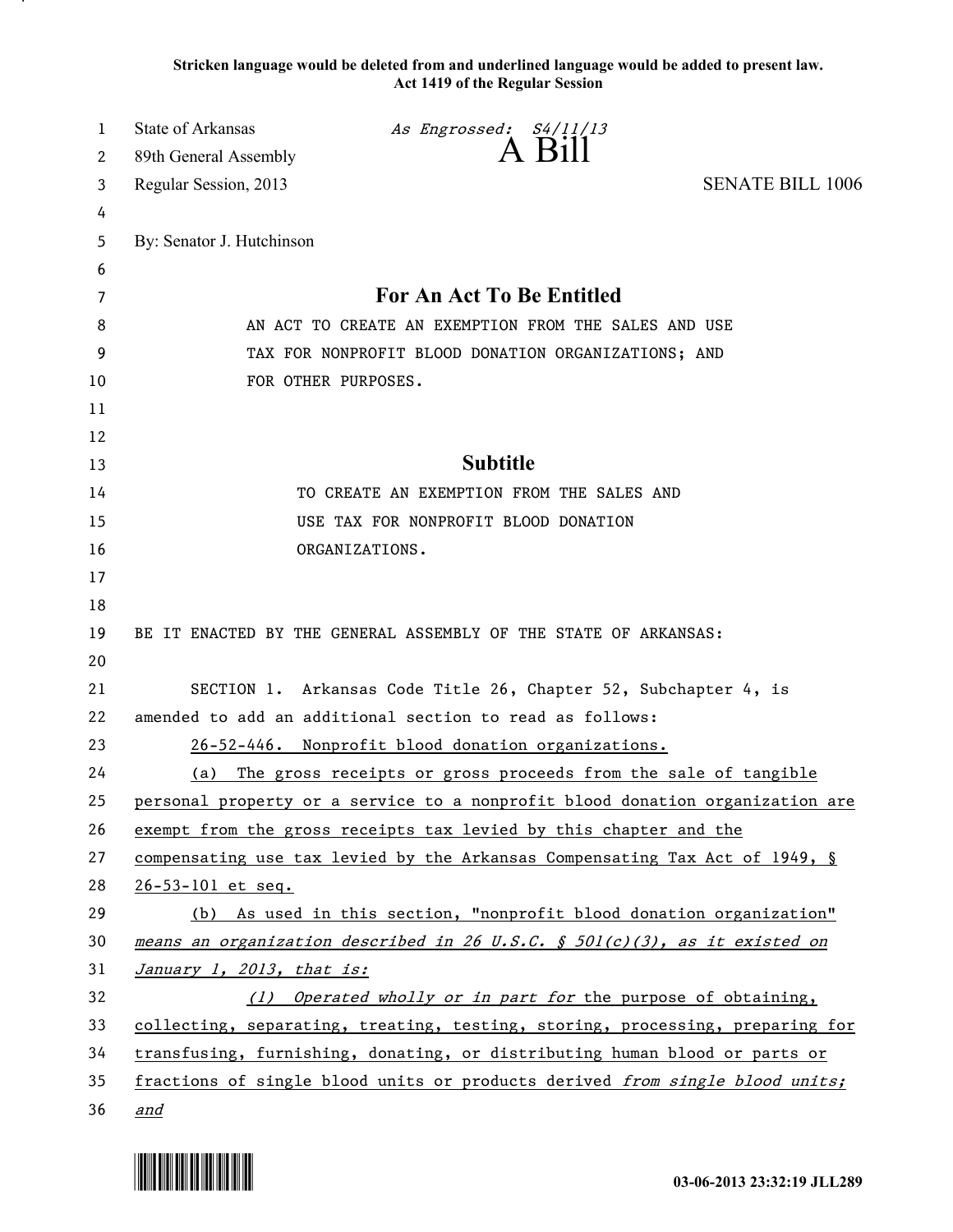**Stricken language would be deleted from and underlined language would be added to present law.**
**Act 1419 of the Regular Session**

State of Arkansas *As Engrossed: S4/11/13*
89th General Assembly **A Bill**
Regular Session, 2013 SENATE BILL 1006

By: Senator J. Hutchinson

## For An Act To Be Entitled

AN ACT TO CREATE AN EXEMPTION FROM THE SALES AND USE TAX FOR NONPROFIT BLOOD DONATION ORGANIZATIONS; AND FOR OTHER PURPOSES.

## Subtitle

TO CREATE AN EXEMPTION FROM THE SALES AND USE TAX FOR NONPROFIT BLOOD DONATION ORGANIZATIONS.

BE IT ENACTED BY THE GENERAL ASSEMBLY OF THE STATE OF ARKANSAS:

SECTION 1. Arkansas Code Title 26, Chapter 52, Subchapter 4, is amended to add an additional section to read as follows:

<u>26-52-446. Nonprofit blood donation organizations.</u>

<u>(a) The gross receipts or gross proceeds from the sale of tangible personal property or a service to a nonprofit blood donation organization are exempt from the gross receipts tax levied by this chapter and the compensating use tax levied by the Arkansas Compensating Tax Act of 1949, § 26-53-101 et seq.</u>

<u>(b) As used in this section, "nonprofit blood donation organization"</u> <u>*means an organization described in 26 U.S.C. § 501(c)(3), as it existed on January 1, 2013, that is:*</u>

<u>*(1) Operated wholly or in part for* the purpose of obtaining, collecting, separating, treating, testing, storing, processing, preparing for transfusing, furnishing, donating, or distributing human blood or parts or fractions of single blood units or products derived *from single blood units; and*</u>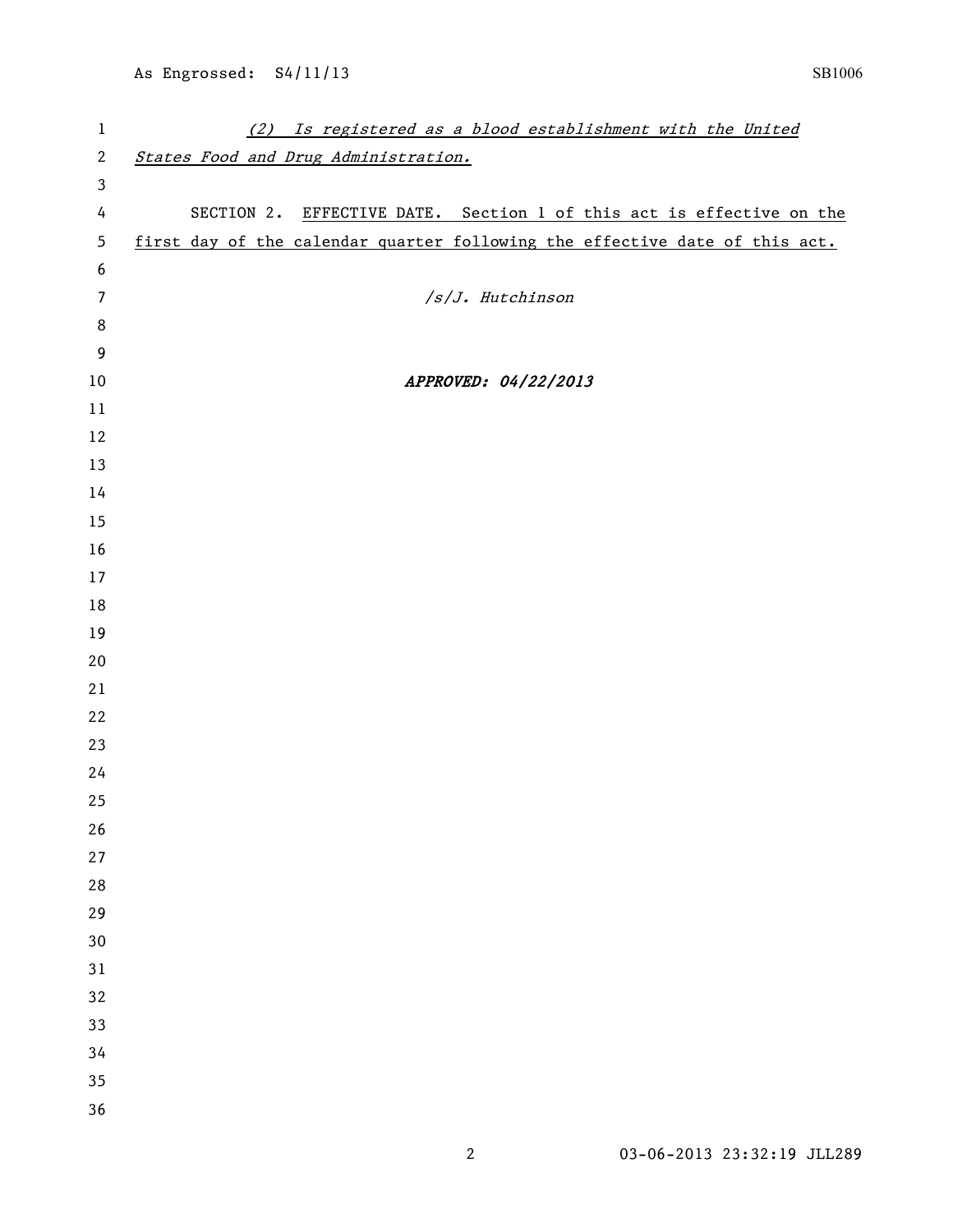*(2) Is registered as a blood establishment with the United States Food and Drug Administration.*

SECTION 2. EFFECTIVE DATE. Section 1 of this act is effective on the first day of the calendar quarter following the effective date of this act.

*/s/J. Hutchinson*

***APPROVED: 04/22/2013***